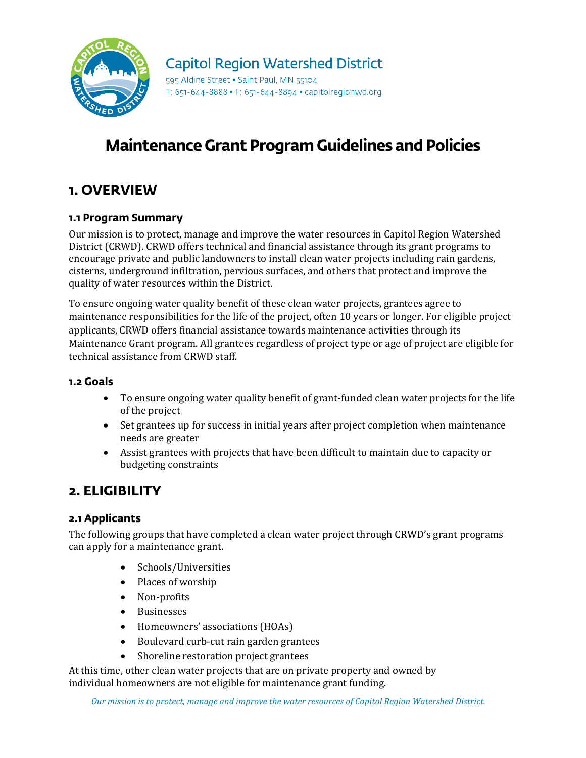Capitol Region Watershed District

595 Aldine Street • Saint Paul, MN 55104
T: 651-644-8888 • F: 651-644-8894 • capitolregionwd.org

# Maintenance Grant Program Guidelines and Policies

## 1. OVERVIEW

### 1.1 Program Summary

Our mission is to protect, manage and improve the water resources in Capitol Region Watershed District (CRWD). CRWD offers technical and financial assistance through its grant programs to encourage private and public landowners to install clean water projects including rain gardens, cisterns, underground infiltration, pervious surfaces, and others that protect and improve the quality of water resources within the District.

To ensure ongoing water quality benefit of these clean water projects, grantees agree to maintenance responsibilities for the life of the project, often 10 years or longer. For eligible project applicants, CRWD offers financial assistance towards maintenance activities through its Maintenance Grant program. All grantees regardless of project type or age of project are eligible for technical assistance from CRWD staff.

### 1.2 Goals

- To ensure ongoing water quality benefit of grant-funded clean water projects for the life of the project
- Set grantees up for success in initial years after project completion when maintenance needs are greater
- Assist grantees with projects that have been difficult to maintain due to capacity or budgeting constraints

## 2. ELIGIBILITY

### 2.1 Applicants

The following groups that have completed a clean water project through CRWD's grant programs can apply for a maintenance grant.

- Schools/Universities
- Places of worship
- Non-profits
- Businesses
- Homeowners' associations (HOAs)
- Boulevard curb-cut rain garden grantees
- Shoreline restoration project grantees

At this time, other clean water projects that are on private property and owned by individual homeowners are not eligible for maintenance grant funding.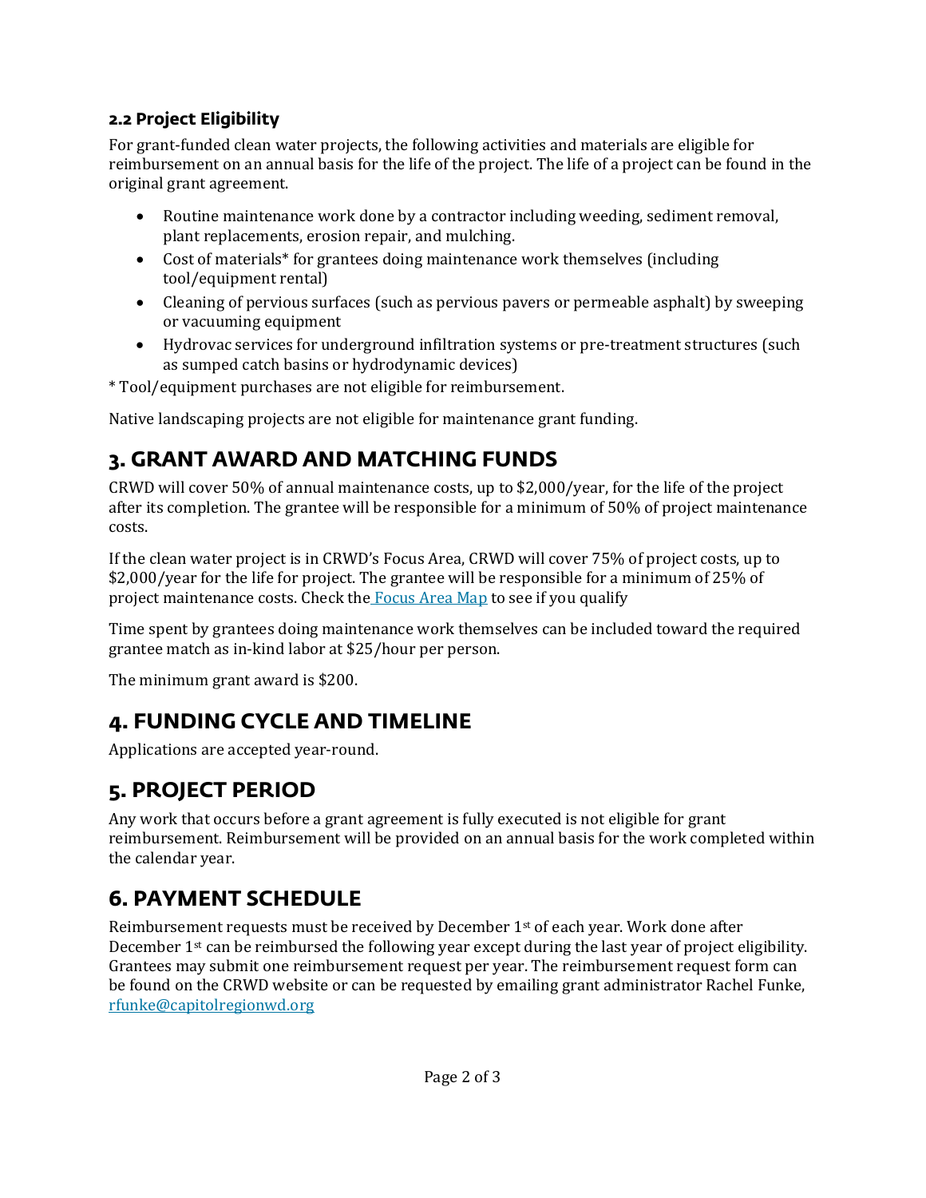### 2.2 Project Eligibility

For grant-funded clean water projects, the following activities and materials are eligible for reimbursement on an annual basis for the life of the project. The life of a project can be found in the original grant agreement.

- Routine maintenance work done by a contractor including weeding, sediment removal, plant replacements, erosion repair, and mulching.
- Cost of materials* for grantees doing maintenance work themselves (including tool/equipment rental)
- Cleaning of pervious surfaces (such as pervious pavers or permeable asphalt) by sweeping or vacuuming equipment
- Hydrovac services for underground infiltration systems or pre-treatment structures (such as sumped catch basins or hydrodynamic devices)

* Tool/equipment purchases are not eligible for reimbursement.

Native landscaping projects are not eligible for maintenance grant funding.

## 3. GRANT AWARD AND MATCHING FUNDS

CRWD will cover 50% of annual maintenance costs, up to $2,000/year, for the life of the project after its completion. The grantee will be responsible for a minimum of 50% of project maintenance costs.

If the clean water project is in CRWD's Focus Area, CRWD will cover 75% of project costs, up to $2,000/year for the life for project. The grantee will be responsible for a minimum of 25% of project maintenance costs. Check the [Focus Area Map]() to see if you qualify

Time spent by grantees doing maintenance work themselves can be included toward the required grantee match as in-kind labor at $25/hour per person.

The minimum grant award is $200.

## 4. FUNDING CYCLE AND TIMELINE

Applications are accepted year-round.

## 5. PROJECT PERIOD

Any work that occurs before a grant agreement is fully executed is not eligible for grant reimbursement. Reimbursement will be provided on an annual basis for the work completed within the calendar year.

## 6. PAYMENT SCHEDULE

Reimbursement requests must be received by December 1st of each year. Work done after December 1st can be reimbursed the following year except during the last year of project eligibility. Grantees may submit one reimbursement request per year. The reimbursement request form can be found on the CRWD website or can be requested by emailing grant administrator Rachel Funke, rfunke@capitolregionwd.org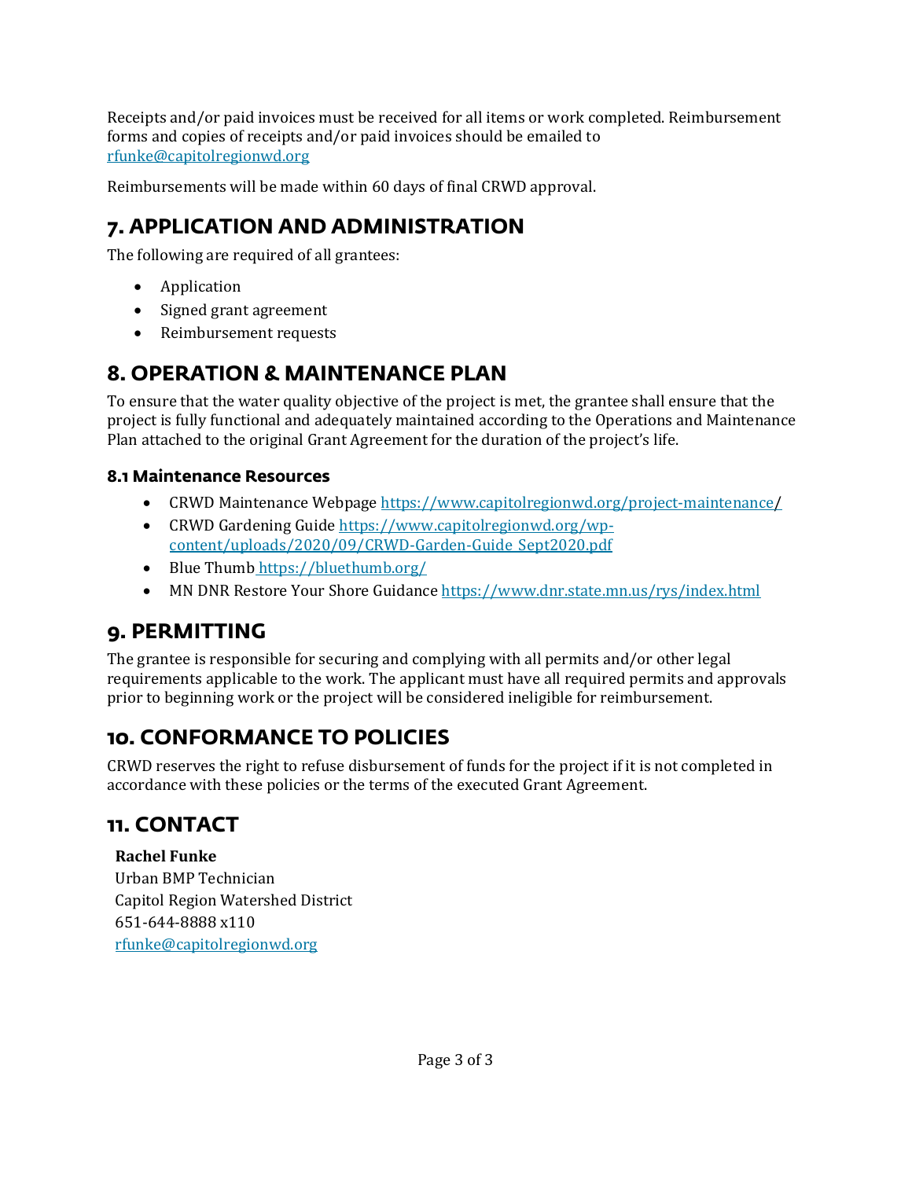Receipts and/or paid invoices must be received for all items or work completed. Reimbursement forms and copies of receipts and/or paid invoices should be emailed to rfunke@capitolregionwd.org

Reimbursements will be made within 60 days of final CRWD approval.

## 7. APPLICATION AND ADMINISTRATION

The following are required of all grantees:

- Application
- Signed grant agreement
- Reimbursement requests

## 8. OPERATION & MAINTENANCE PLAN

To ensure that the water quality objective of the project is met, the grantee shall ensure that the project is fully functional and adequately maintained according to the Operations and Maintenance Plan attached to the original Grant Agreement for the duration of the project's life.

### 8.1 Maintenance Resources

- CRWD Maintenance Webpage https://www.capitolregionwd.org/project-maintenance/
- CRWD Gardening Guide https://www.capitolregionwd.org/wp-content/uploads/2020/09/CRWD-Garden-Guide_Sept2020.pdf
- Blue Thumb https://bluethumb.org/
- MN DNR Restore Your Shore Guidance https://www.dnr.state.mn.us/rys/index.html

## 9. PERMITTING

The grantee is responsible for securing and complying with all permits and/or other legal requirements applicable to the work. The applicant must have all required permits and approvals prior to beginning work or the project will be considered ineligible for reimbursement.

## 10. CONFORMANCE TO POLICIES

CRWD reserves the right to refuse disbursement of funds for the project if it is not completed in accordance with these policies or the terms of the executed Grant Agreement.

## 11. CONTACT

**Rachel Funke**
Urban BMP Technician
Capitol Region Watershed District
651-644-8888 x110
rfunke@capitolregionwd.org